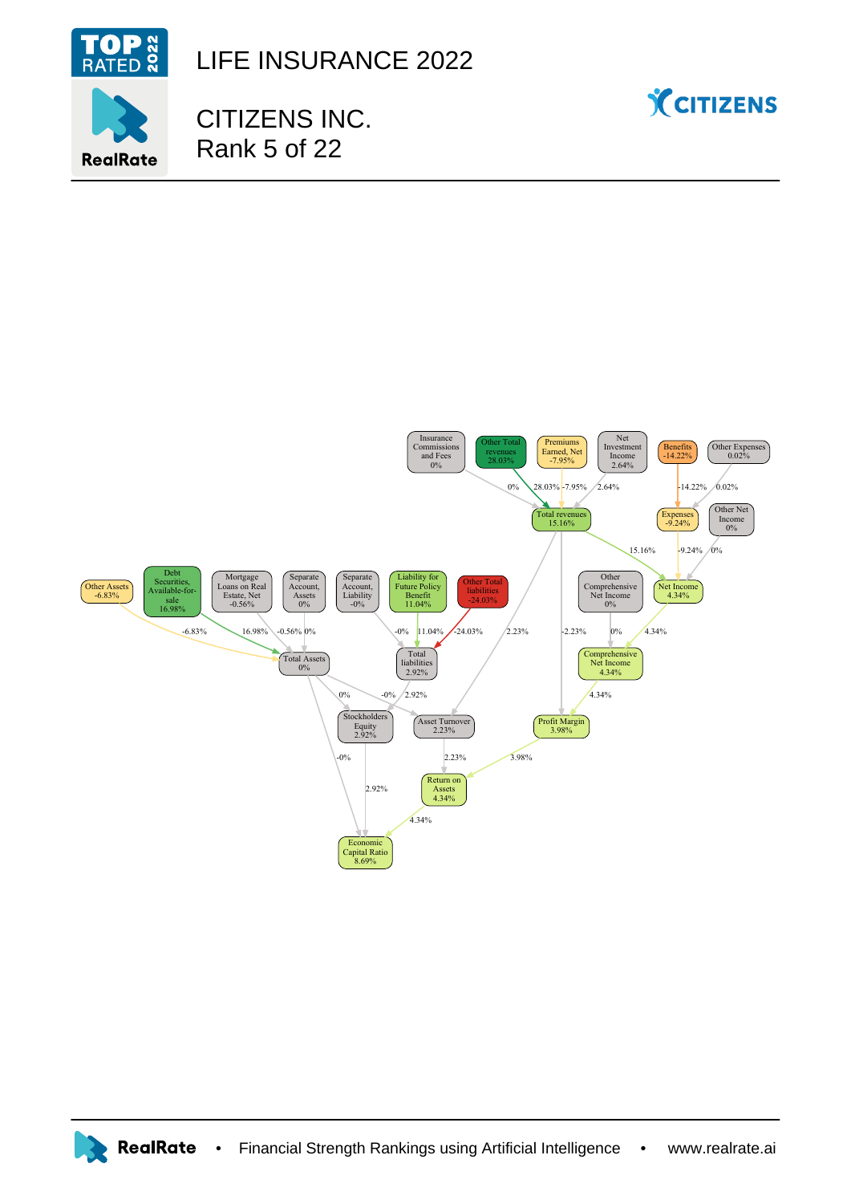# LIFE INSURANCE 2022

## CITIZENS INC.
## Rank 5 of 22

Insurance Commissions and Fees 0%

Other Total revenues 28.03%

Premiums Earned, Net -7.95%

Net Investment Income 2.64%

Benefits -14.22%

Other Expenses 0.02%

Total revenues 15.16%

Expenses -9.24%

Other Net Income 0%

Other Assets -6.83%

Debt Securities, Available-for-sale 16.98%

Mortgage Loans on Real Estate, Net -0.56%

Separate Account, Assets 0%

Separate Account, Liability -0%

Liability for Future Policy Benefit 11.04%

Other Total liabilities -24.03%

Other Comprehensive Net Income 0%

Net Income 4.34%

Total Assets 0%

Total liabilities 2.92%

Comprehensive Net Income 4.34%

Stockholders Equity 2.92%

Asset Turnover 2.23%

Profit Margin 3.98%

Return on Assets 4.34%

Economic Capital Ratio 8.69%

RealRate • Financial Strength Rankings using Artificial Intelligence • www.realrate.ai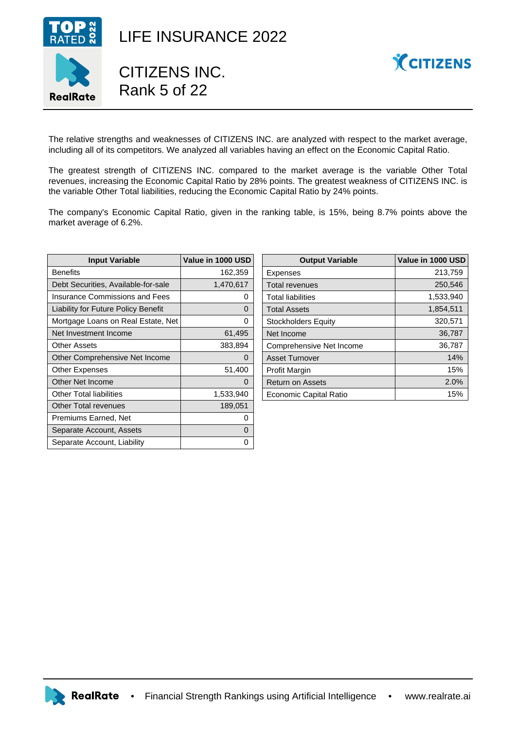# LIFE INSURANCE 2022

## CITIZENS INC.
## Rank 5 of 22

The relative strengths and weaknesses of CITIZENS INC. are analyzed with respect to the market average, including all of its competitors. We analyzed all variables having an effect on the Economic Capital Ratio.

The greatest strength of CITIZENS INC. compared to the market average is the variable Other Total revenues, increasing the Economic Capital Ratio by 28% points. The greatest weakness of CITIZENS INC. is the variable Other Total liabilities, reducing the Economic Capital Ratio by 24% points.

The company's Economic Capital Ratio, given in the ranking table, is 15%, being 8.7% points above the market average of 6.2%.

| Input Variable | Value in 1000 USD |
|---|---|
| Benefits | 162,359 |
| Debt Securities, Available-for-sale | 1,470,617 |
| Insurance Commissions and Fees | 0 |
| Liability for Future Policy Benefit | 0 |
| Mortgage Loans on Real Estate, Net | 0 |
| Net Investment Income | 61,495 |
| Other Assets | 383,894 |
| Other Comprehensive Net Income | 0 |
| Other Expenses | 51,400 |
| Other Net Income | 0 |
| Other Total liabilities | 1,533,940 |
| Other Total revenues | 189,051 |
| Premiums Earned, Net | 0 |
| Separate Account, Assets | 0 |
| Separate Account, Liability | 0 |

| Output Variable | Value in 1000 USD |
|---|---|
| Expenses | 213,759 |
| Total revenues | 250,546 |
| Total liabilities | 1,533,940 |
| Total Assets | 1,854,511 |
| Stockholders Equity | 320,571 |
| Net Income | 36,787 |
| Comprehensive Net Income | 36,787 |
| Asset Turnover | 14% |
| Profit Margin | 15% |
| Return on Assets | 2.0% |
| Economic Capital Ratio | 15% |